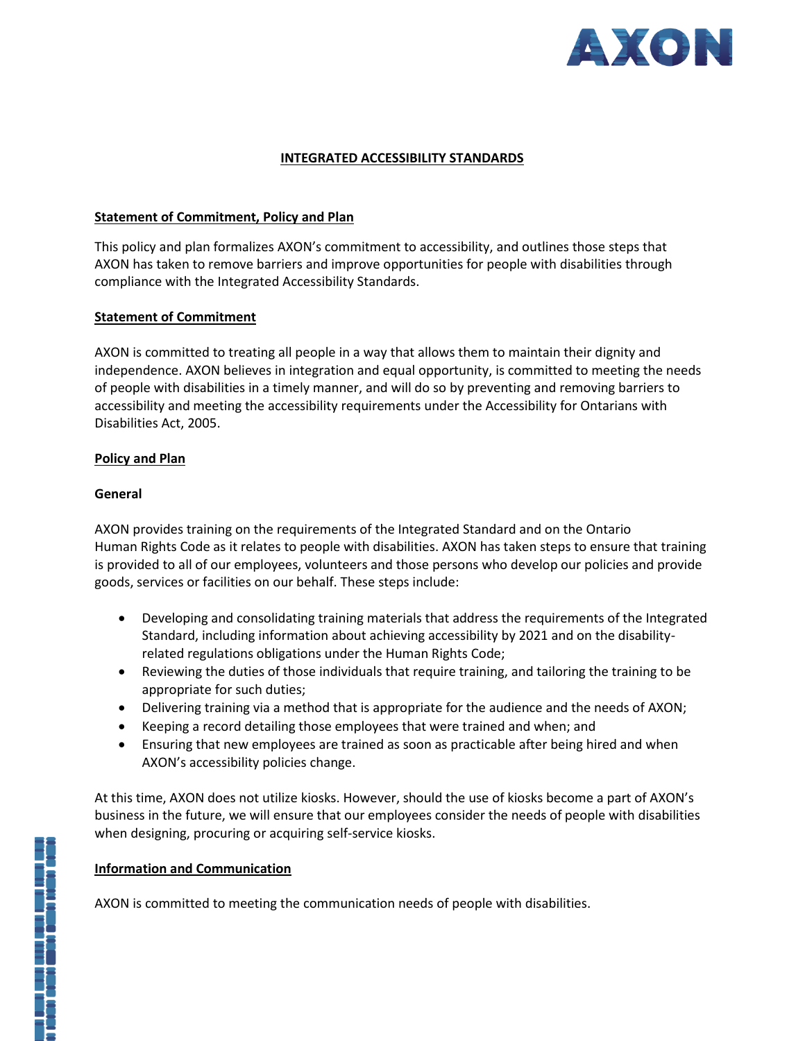# INTEGRATED ACCESSIBILITY STANDARDS

## Statement of Commitment, Policy and Plan

This policy and plan formalizes AXON's commitment to accessibility, and outlines those steps that AXON has taken to remove barriers and improve opportunities for people with disabilities through compliance with the Integrated Accessibility Standards.

## Statement of Commitment

AXON is committed to treating all people in a way that allows them to maintain their dignity and independence. AXON believes in integration and equal opportunity, is committed to meeting the needs of people with disabilities in a timely manner, and will do so by preventing and removing barriers to accessibility and meeting the accessibility requirements under the Accessibility for Ontarians with Disabilities Act, 2005.

## Policy and Plan

### General

AXON provides training on the requirements of the Integrated Standard and on the Ontario Human Rights Code as it relates to people with disabilities. AXON has taken steps to ensure that training is provided to all of our employees, volunteers and those persons who develop our policies and provide goods, services or facilities on our behalf. These steps include:

- Developing and consolidating training materials that address the requirements of the Integrated Standard, including information about achieving accessibility by 2021 and on the disability-related regulations obligations under the Human Rights Code;
- Reviewing the duties of those individuals that require training, and tailoring the training to be appropriate for such duties;
- Delivering training via a method that is appropriate for the audience and the needs of AXON;
- Keeping a record detailing those employees that were trained and when; and
- Ensuring that new employees are trained as soon as practicable after being hired and when AXON's accessibility policies change.

At this time, AXON does not utilize kiosks. However, should the use of kiosks become a part of AXON's business in the future, we will ensure that our employees consider the needs of people with disabilities when designing, procuring or acquiring self-service kiosks.

## Information and Communication

AXON is committed to meeting the communication needs of people with disabilities.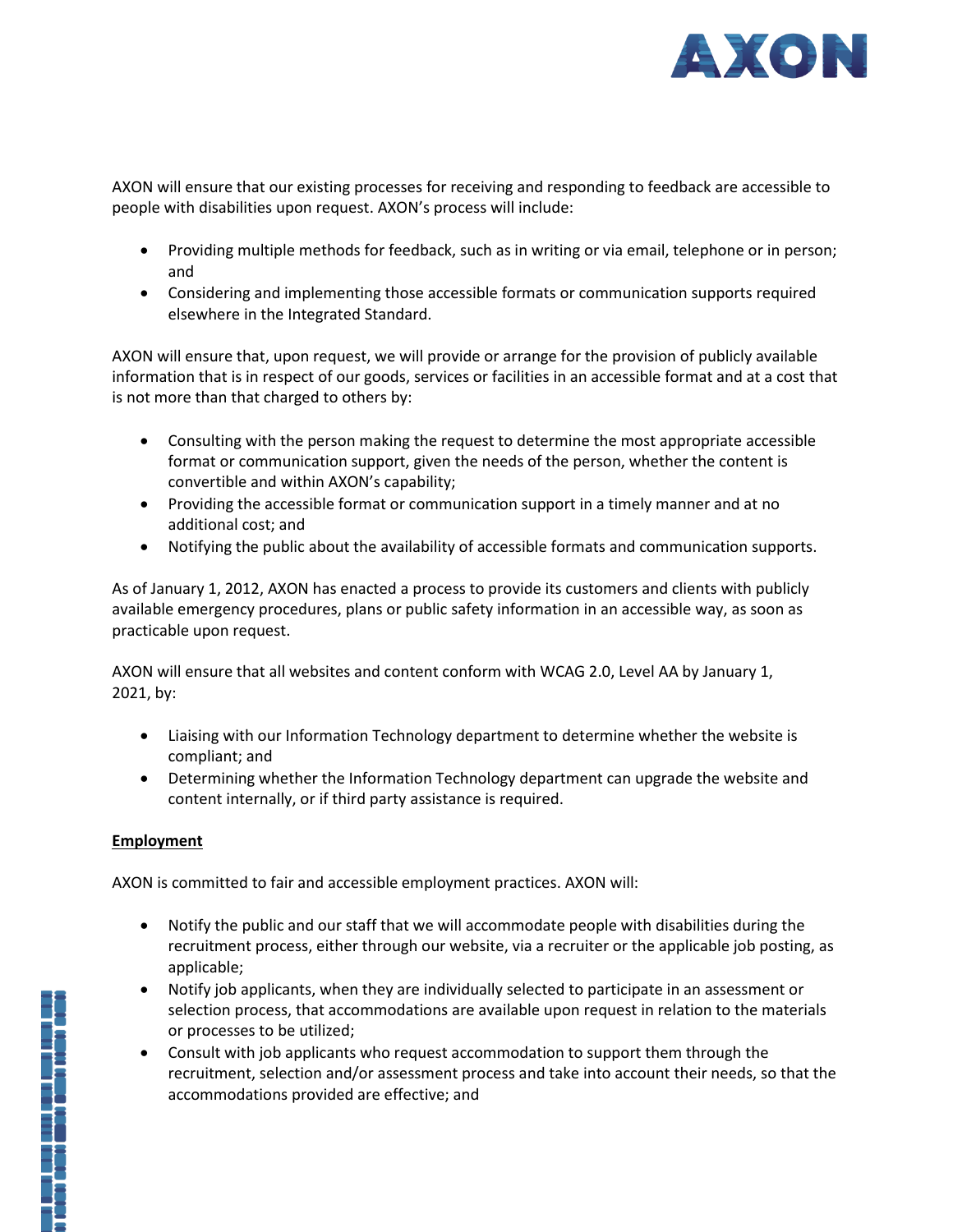AXON will ensure that our existing processes for receiving and responding to feedback are accessible to people with disabilities upon request. AXON's process will include:

- Providing multiple methods for feedback, such as in writing or via email, telephone or in person; and
- Considering and implementing those accessible formats or communication supports required elsewhere in the Integrated Standard.

AXON will ensure that, upon request, we will provide or arrange for the provision of publicly available information that is in respect of our goods, services or facilities in an accessible format and at a cost that is not more than that charged to others by:

- Consulting with the person making the request to determine the most appropriate accessible format or communication support, given the needs of the person, whether the content is convertible and within AXON's capability;
- Providing the accessible format or communication support in a timely manner and at no additional cost; and
- Notifying the public about the availability of accessible formats and communication supports.

As of January 1, 2012, AXON has enacted a process to provide its customers and clients with publicly available emergency procedures, plans or public safety information in an accessible way, as soon as practicable upon request.

AXON will ensure that all websites and content conform with WCAG 2.0, Level AA by January 1, 2021, by:

- Liaising with our Information Technology department to determine whether the website is compliant; and
- Determining whether the Information Technology department can upgrade the website and content internally, or if third party assistance is required.

**Employment**

AXON is committed to fair and accessible employment practices. AXON will:

- Notify the public and our staff that we will accommodate people with disabilities during the recruitment process, either through our website, via a recruiter or the applicable job posting, as applicable;
- Notify job applicants, when they are individually selected to participate in an assessment or selection process, that accommodations are available upon request in relation to the materials or processes to be utilized;
- Consult with job applicants who request accommodation to support them through the recruitment, selection and/or assessment process and take into account their needs, so that the accommodations provided are effective; and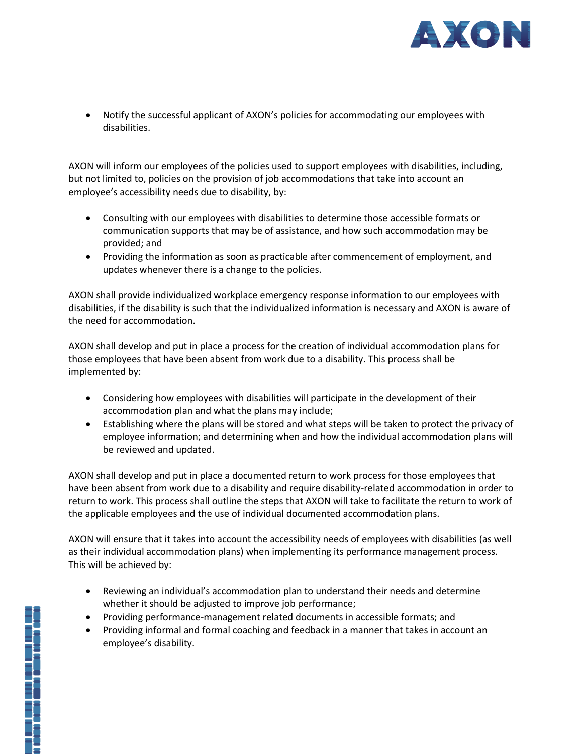- Notify the successful applicant of AXON's policies for accommodating our employees with disabilities.

AXON will inform our employees of the policies used to support employees with disabilities, including, but not limited to, policies on the provision of job accommodations that take into account an employee's accessibility needs due to disability, by:

- Consulting with our employees with disabilities to determine those accessible formats or communication supports that may be of assistance, and how such accommodation may be provided; and
- Providing the information as soon as practicable after commencement of employment, and updates whenever there is a change to the policies.

AXON shall provide individualized workplace emergency response information to our employees with disabilities, if the disability is such that the individualized information is necessary and AXON is aware of the need for accommodation.

AXON shall develop and put in place a process for the creation of individual accommodation plans for those employees that have been absent from work due to a disability. This process shall be implemented by:

- Considering how employees with disabilities will participate in the development of their accommodation plan and what the plans may include;
- Establishing where the plans will be stored and what steps will be taken to protect the privacy of employee information; and determining when and how the individual accommodation plans will be reviewed and updated.

AXON shall develop and put in place a documented return to work process for those employees that have been absent from work due to a disability and require disability-related accommodation in order to return to work. This process shall outline the steps that AXON will take to facilitate the return to work of the applicable employees and the use of individual documented accommodation plans.

AXON will ensure that it takes into account the accessibility needs of employees with disabilities (as well as their individual accommodation plans) when implementing its performance management process. This will be achieved by:

- Reviewing an individual's accommodation plan to understand their needs and determine whether it should be adjusted to improve job performance;
- Providing performance-management related documents in accessible formats; and
- Providing informal and formal coaching and feedback in a manner that takes in account an employee's disability.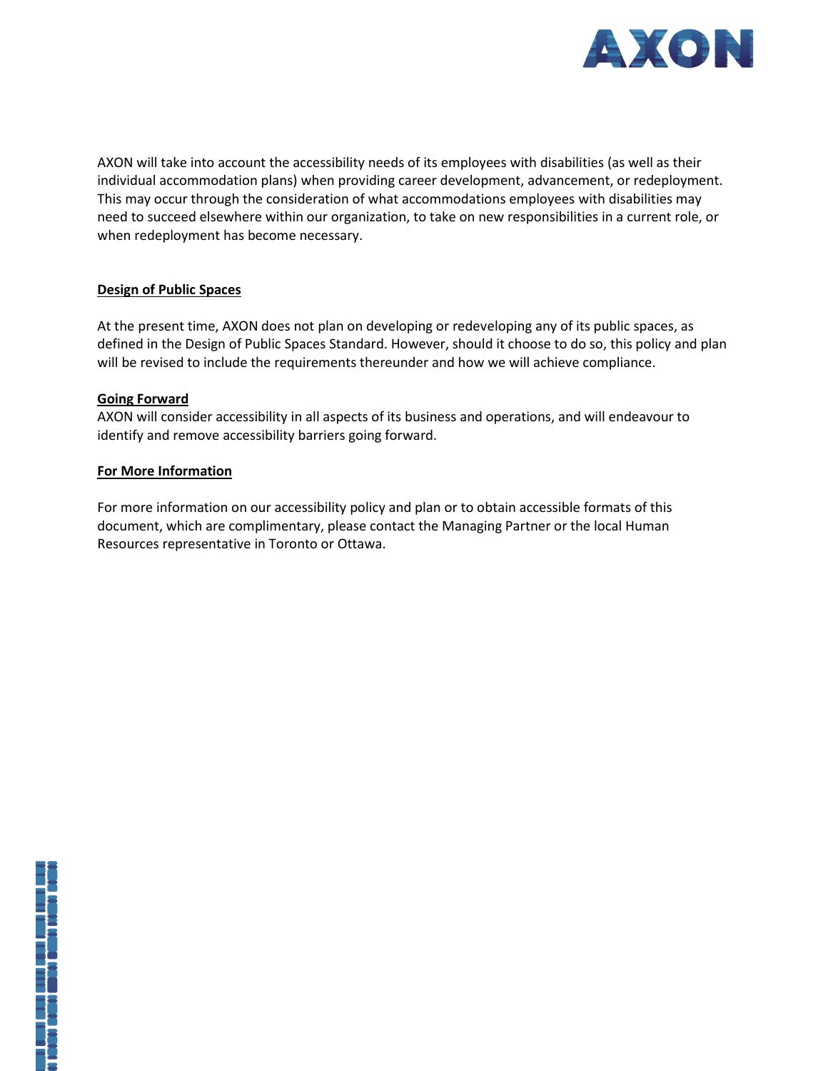AXON will take into account the accessibility needs of its employees with disabilities (as well as their individual accommodation plans) when providing career development, advancement, or redeployment. This may occur through the consideration of what accommodations employees with disabilities may need to succeed elsewhere within our organization, to take on new responsibilities in a current role, or when redeployment has become necessary.

## Design of Public Spaces

At the present time, AXON does not plan on developing or redeveloping any of its public spaces, as defined in the Design of Public Spaces Standard. However, should it choose to do so, this policy and plan will be revised to include the requirements thereunder and how we will achieve compliance.

## Going Forward

AXON will consider accessibility in all aspects of its business and operations, and will endeavour to identify and remove accessibility barriers going forward.

## For More Information

For more information on our accessibility policy and plan or to obtain accessible formats of this document, which are complimentary, please contact the Managing Partner or the local Human Resources representative in Toronto or Ottawa.